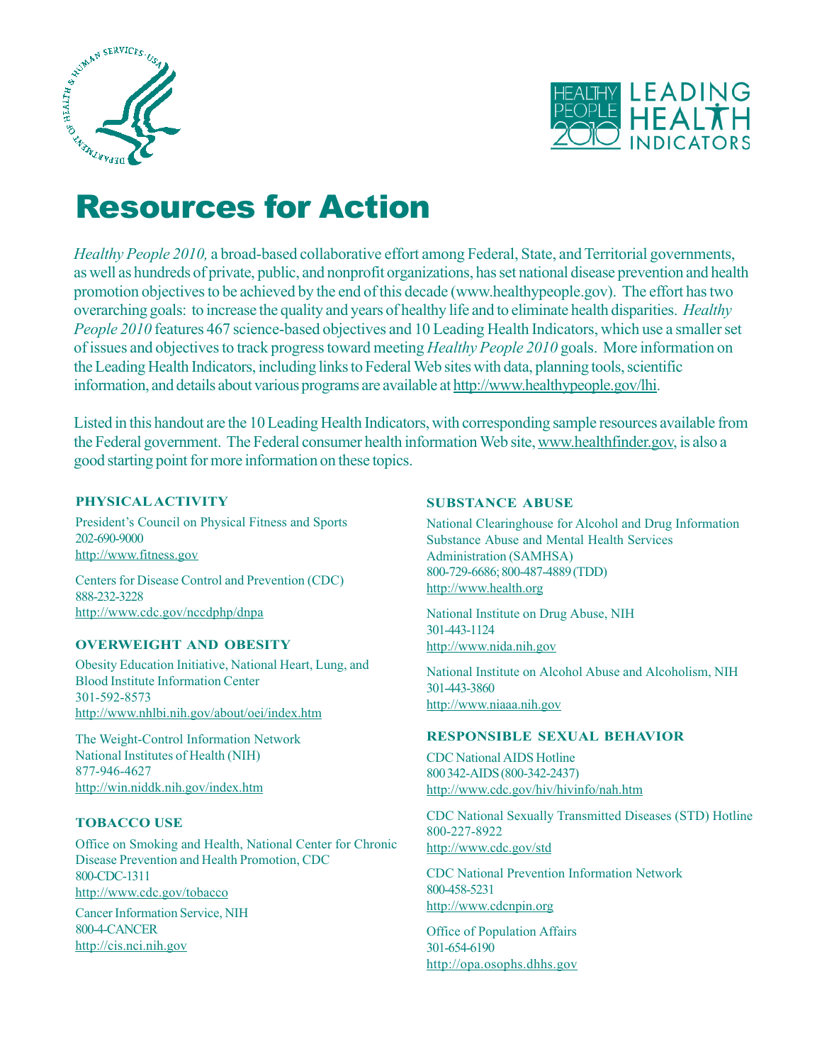# Resources for Action

*Healthy People 2010,* a broad-based collaborative effort among Federal, State, and Territorial governments, as well as hundreds of private, public, and nonprofit organizations, has set national disease prevention and health promotion objectives to be achieved by the end of this decade (www.healthypeople.gov). The effort has two overarching goals: to increase the quality and years of healthy life and to eliminate health disparities. *Healthy People 2010* features 467 science-based objectives and 10 Leading Health Indicators, which use a smaller set of issues and objectives to track progress toward meeting *Healthy People 2010* goals. More information on the Leading Health Indicators, including links to Federal Web sites with data, planning tools, scientific information, and details about various programs are available at http://www.healthypeople.gov/lhi.

Listed in this handout are the 10 Leading Health Indicators, with corresponding sample resources available from the Federal government. The Federal consumer health information Web site, www.healthfinder.gov, is also a good starting point for more information on these topics.

### PHYSICAL ACTIVITY

President's Council on Physical Fitness and Sports
202-690-9000
http://www.fitness.gov

Centers for Disease Control and Prevention (CDC)
888-232-3228
http://www.cdc.gov/nccdphp/dnpa

### OVERWEIGHT AND OBESITY

Obesity Education Initiative, National Heart, Lung, and Blood Institute Information Center
301-592-8573
http://www.nhlbi.nih.gov/about/oei/index.htm

The Weight-Control Information Network
National Institutes of Health (NIH)
877-946-4627
http://win.niddk.nih.gov/index.htm

### TOBACCO USE

Office on Smoking and Health, National Center for Chronic Disease Prevention and Health Promotion, CDC
800-CDC-1311
http://www.cdc.gov/tobacco

Cancer Information Service, NIH
800-4-CANCER
http://cis.nci.nih.gov

### SUBSTANCE ABUSE

National Clearinghouse for Alcohol and Drug Information
Substance Abuse and Mental Health Services Administration (SAMHSA)
800-729-6686; 800-487-4889 (TDD)
http://www.health.org

National Institute on Drug Abuse, NIH
301-443-1124
http://www.nida.nih.gov

National Institute on Alcohol Abuse and Alcoholism, NIH
301-443-3860
http://www.niaaa.nih.gov

### RESPONSIBLE SEXUAL BEHAVIOR

CDC National AIDS Hotline
800 342-AIDS (800-342-2437)
http://www.cdc.gov/hiv/hivinfo/nah.htm

CDC National Sexually Transmitted Diseases (STD) Hotline
800-227-8922
http://www.cdc.gov/std

CDC National Prevention Information Network
800-458-5231
http://www.cdcnpin.org

Office of Population Affairs
301-654-6190
http://opa.osophs.dhhs.gov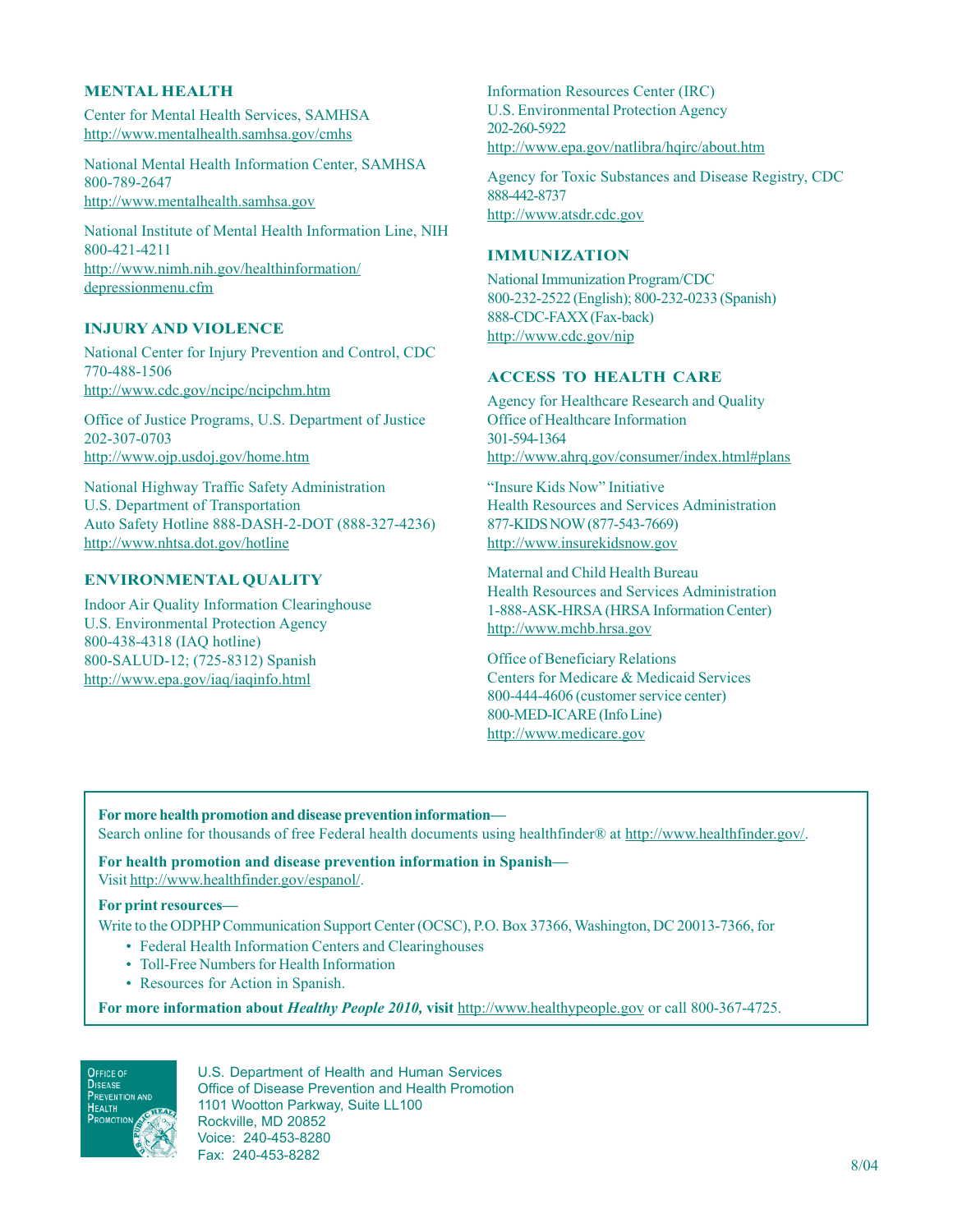## MENTAL HEALTH

Center for Mental Health Services, SAMHSA
http://www.mentalhealth.samhsa.gov/cmhs

National Mental Health Information Center, SAMHSA
800-789-2647
http://www.mentalhealth.samhsa.gov

National Institute of Mental Health Information Line, NIH
800-421-4211
http://www.nimh.nih.gov/healthinformation/depressionmenu.cfm

## INJURY AND VIOLENCE

National Center for Injury Prevention and Control, CDC
770-488-1506
http://www.cdc.gov/ncipc/ncipchm.htm

Office of Justice Programs, U.S. Department of Justice
202-307-0703
http://www.ojp.usdoj.gov/home.htm

National Highway Traffic Safety Administration
U.S. Department of Transportation
Auto Safety Hotline 888-DASH-2-DOT (888-327-4236)
http://www.nhtsa.dot.gov/hotline

## ENVIRONMENTAL QUALITY

Indoor Air Quality Information Clearinghouse
U.S. Environmental Protection Agency
800-438-4318 (IAQ hotline)
800-SALUD-12; (725-8312) Spanish
http://www.epa.gov/iaq/iaqinfo.html

Information Resources Center (IRC)
U.S. Environmental Protection Agency
202-260-5922
http://www.epa.gov/natlibra/hqirc/about.htm

Agency for Toxic Substances and Disease Registry, CDC
888-442-8737
http://www.atsdr.cdc.gov

## IMMUNIZATION

National Immunization Program/CDC
800-232-2522 (English); 800-232-0233 (Spanish)
888-CDC-FAXX (Fax-back)
http://www.cdc.gov/nip

## ACCESS TO HEALTH CARE

Agency for Healthcare Research and Quality
Office of Healthcare Information
301-594-1364
http://www.ahrq.gov/consumer/index.html#plans

"Insure Kids Now" Initiative
Health Resources and Services Administration
877-KIDS NOW (877-543-7669)
http://www.insurekidsnow.gov

Maternal and Child Health Bureau
Health Resources and Services Administration
1-888-ASK-HRSA (HRSA Information Center)
http://www.mchb.hrsa.gov

Office of Beneficiary Relations
Centers for Medicare & Medicaid Services
800-444-4606 (customer service center)
800-MED-ICARE (Info Line)
http://www.medicare.gov

**For more health promotion and disease prevention information—**
Search online for thousands of free Federal health documents using healthfinder® at http://www.healthfinder.gov/.

**For health promotion and disease prevention information in Spanish—**
Visit http://www.healthfinder.gov/espanol/.

**For print resources—**
Write to the ODPHP Communication Support Center (OCSC), P.O. Box 37366, Washington, DC 20013-7366, for

- Federal Health Information Centers and Clearinghouses
- Toll-Free Numbers for Health Information
- Resources for Action in Spanish.

**For more information about *Healthy People 2010,* visit** http://www.healthypeople.gov or call 800-367-4725.

Office of Disease Prevention and Health Promotion

U.S. Department of Health and Human Services
Office of Disease Prevention and Health Promotion
1101 Wootton Parkway, Suite LL100
Rockville, MD 20852
Voice: 240-453-8280
Fax: 240-453-8282

8/04